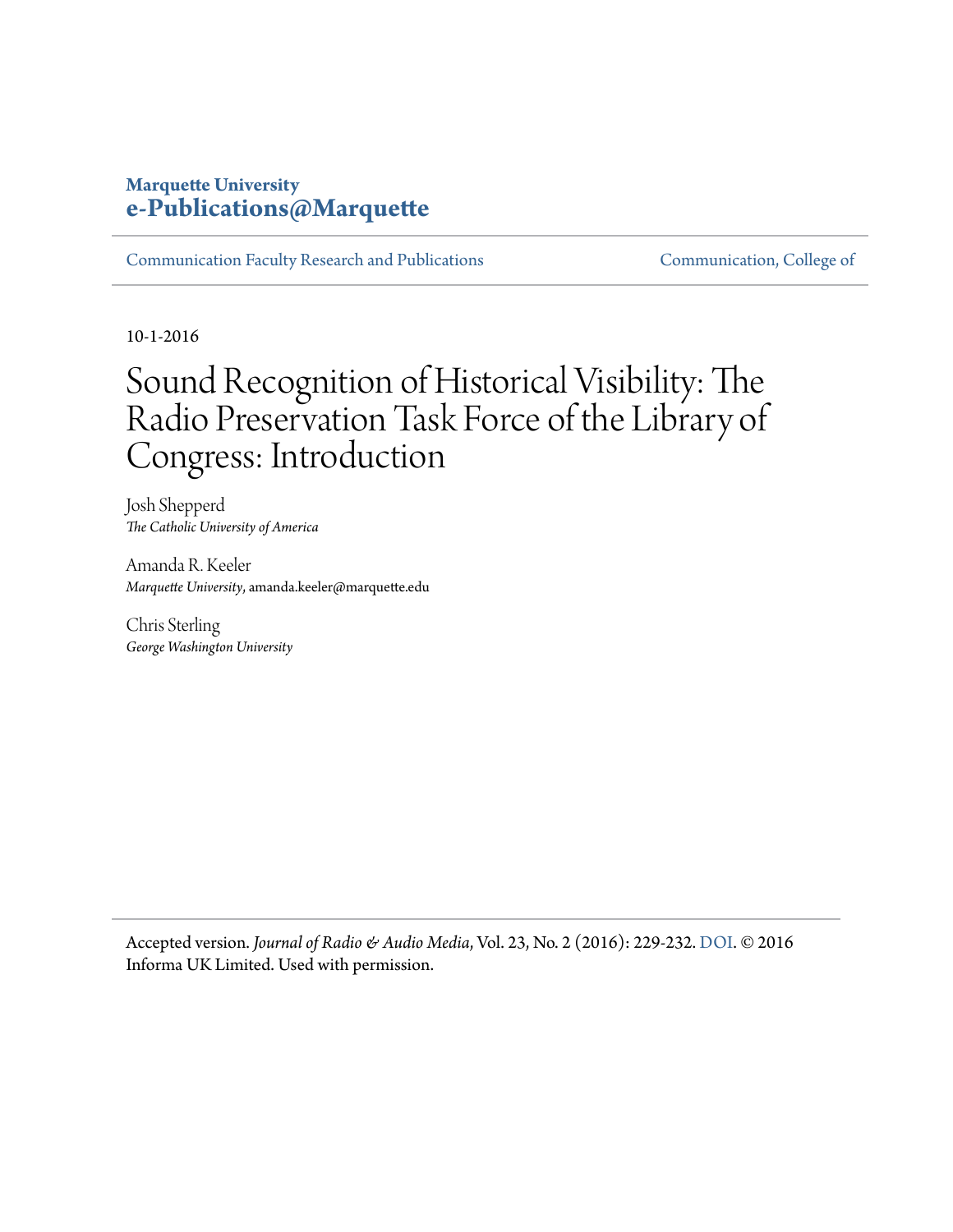**Marquette University**
**e-Publications@Marquette**

Communication Faculty Research and Publications | Communication, College of

10-1-2016

# Sound Recognition of Historical Visibility: The Radio Preservation Task Force of the Library of Congress: Introduction

Josh Shepperd
*The Catholic University of America*

Amanda R. Keeler
*Marquette University*, amanda.keeler@marquette.edu

Chris Sterling
*George Washington University*

Accepted version. *Journal of Radio & Audio Media*, Vol. 23, No. 2 (2016): 229-232. DOI. © 2016 Informa UK Limited. Used with permission.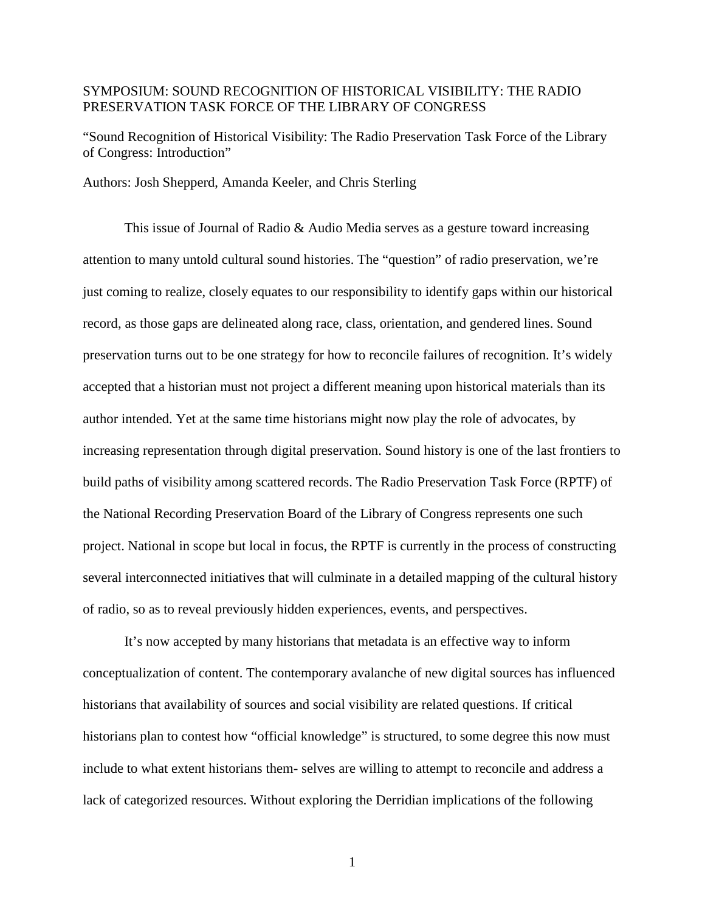SYMPOSIUM: SOUND RECOGNITION OF HISTORICAL VISIBILITY: THE RADIO PRESERVATION TASK FORCE OF THE LIBRARY OF CONGRESS

"Sound Recognition of Historical Visibility: The Radio Preservation Task Force of the Library of Congress: Introduction"

Authors: Josh Shepperd, Amanda Keeler, and Chris Sterling

This issue of Journal of Radio & Audio Media serves as a gesture toward increasing attention to many untold cultural sound histories. The "question" of radio preservation, we're just coming to realize, closely equates to our responsibility to identify gaps within our historical record, as those gaps are delineated along race, class, orientation, and gendered lines. Sound preservation turns out to be one strategy for how to reconcile failures of recognition. It's widely accepted that a historian must not project a different meaning upon historical materials than its author intended. Yet at the same time historians might now play the role of advocates, by increasing representation through digital preservation. Sound history is one of the last frontiers to build paths of visibility among scattered records. The Radio Preservation Task Force (RPTF) of the National Recording Preservation Board of the Library of Congress represents one such project. National in scope but local in focus, the RPTF is currently in the process of constructing several interconnected initiatives that will culminate in a detailed mapping of the cultural history of radio, so as to reveal previously hidden experiences, events, and perspectives.

It's now accepted by many historians that metadata is an effective way to inform conceptualization of content. The contemporary avalanche of new digital sources has influenced historians that availability of sources and social visibility are related questions. If critical historians plan to contest how "official knowledge" is structured, to some degree this now must include to what extent historians them- selves are willing to attempt to reconcile and address a lack of categorized resources. Without exploring the Derridian implications of the following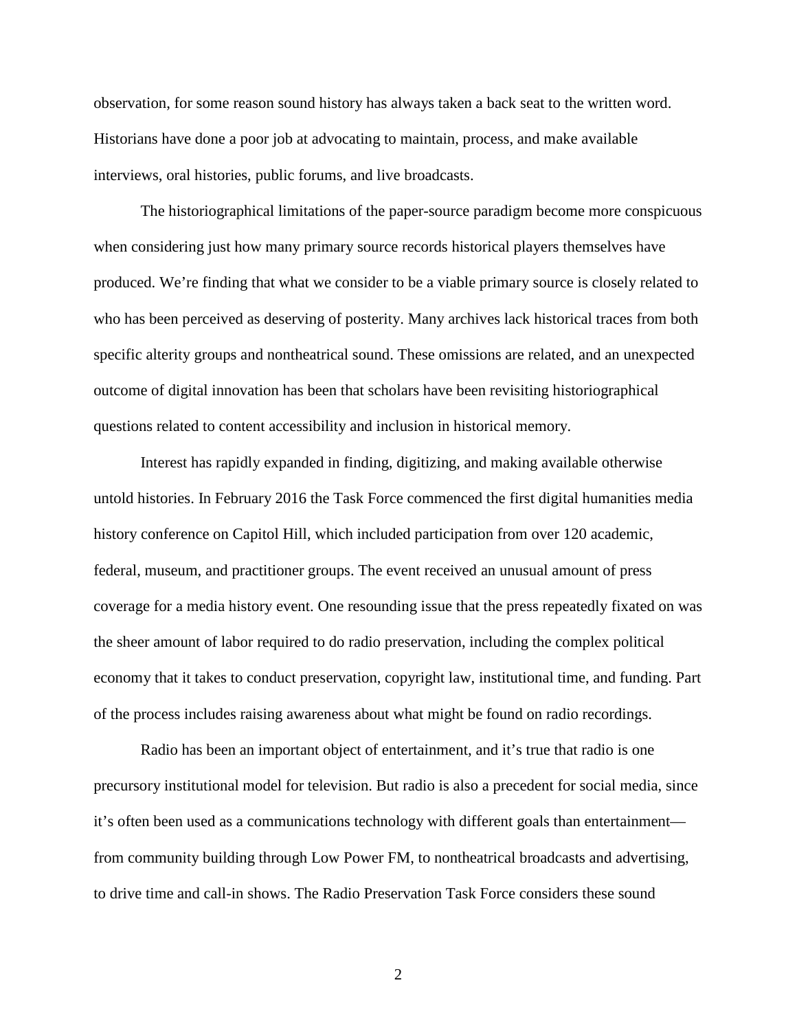observation, for some reason sound history has always taken a back seat to the written word. Historians have done a poor job at advocating to maintain, process, and make available interviews, oral histories, public forums, and live broadcasts.

The historiographical limitations of the paper-source paradigm become more conspicuous when considering just how many primary source records historical players themselves have produced. We're finding that what we consider to be a viable primary source is closely related to who has been perceived as deserving of posterity. Many archives lack historical traces from both specific alterity groups and nontheatrical sound. These omissions are related, and an unexpected outcome of digital innovation has been that scholars have been revisiting historiographical questions related to content accessibility and inclusion in historical memory.

Interest has rapidly expanded in finding, digitizing, and making available otherwise untold histories. In February 2016 the Task Force commenced the first digital humanities media history conference on Capitol Hill, which included participation from over 120 academic, federal, museum, and practitioner groups. The event received an unusual amount of press coverage for a media history event. One resounding issue that the press repeatedly fixated on was the sheer amount of labor required to do radio preservation, including the complex political economy that it takes to conduct preservation, copyright law, institutional time, and funding. Part of the process includes raising awareness about what might be found on radio recordings.

Radio has been an important object of entertainment, and it's true that radio is one precursory institutional model for television. But radio is also a precedent for social media, since it's often been used as a communications technology with different goals than entertainment—from community building through Low Power FM, to nontheatrical broadcasts and advertising, to drive time and call-in shows. The Radio Preservation Task Force considers these sound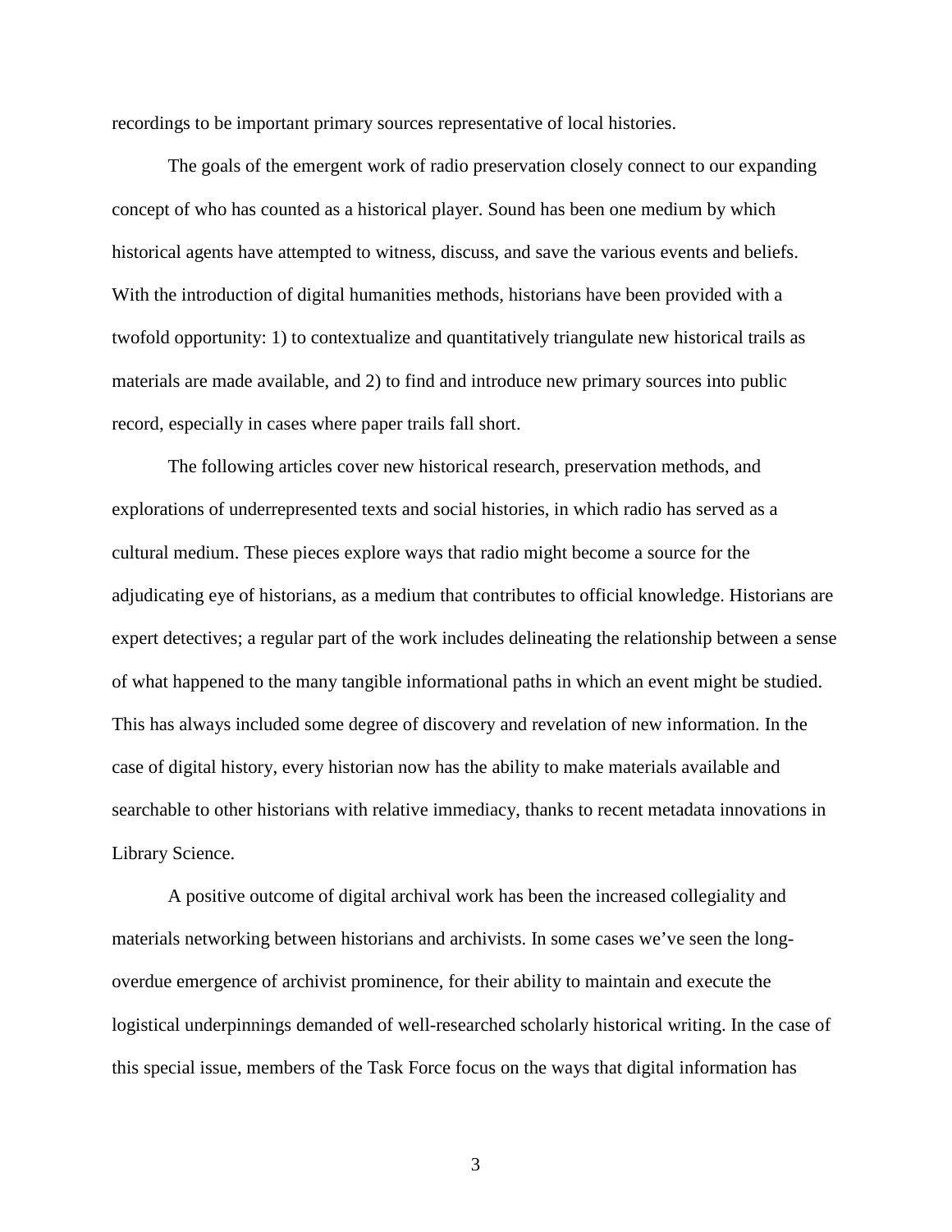recordings to be important primary sources representative of local histories.

The goals of the emergent work of radio preservation closely connect to our expanding concept of who has counted as a historical player. Sound has been one medium by which historical agents have attempted to witness, discuss, and save the various events and beliefs. With the introduction of digital humanities methods, historians have been provided with a twofold opportunity: 1) to contextualize and quantitatively triangulate new historical trails as materials are made available, and 2) to find and introduce new primary sources into public record, especially in cases where paper trails fall short.

The following articles cover new historical research, preservation methods, and explorations of underrepresented texts and social histories, in which radio has served as a cultural medium. These pieces explore ways that radio might become a source for the adjudicating eye of historians, as a medium that contributes to official knowledge. Historians are expert detectives; a regular part of the work includes delineating the relationship between a sense of what happened to the many tangible informational paths in which an event might be studied. This has always included some degree of discovery and revelation of new information. In the case of digital history, every historian now has the ability to make materials available and searchable to other historians with relative immediacy, thanks to recent metadata innovations in Library Science.

A positive outcome of digital archival work has been the increased collegiality and materials networking between historians and archivists. In some cases we've seen the long-overdue emergence of archivist prominence, for their ability to maintain and execute the logistical underpinnings demanded of well-researched scholarly historical writing. In the case of this special issue, members of the Task Force focus on the ways that digital information has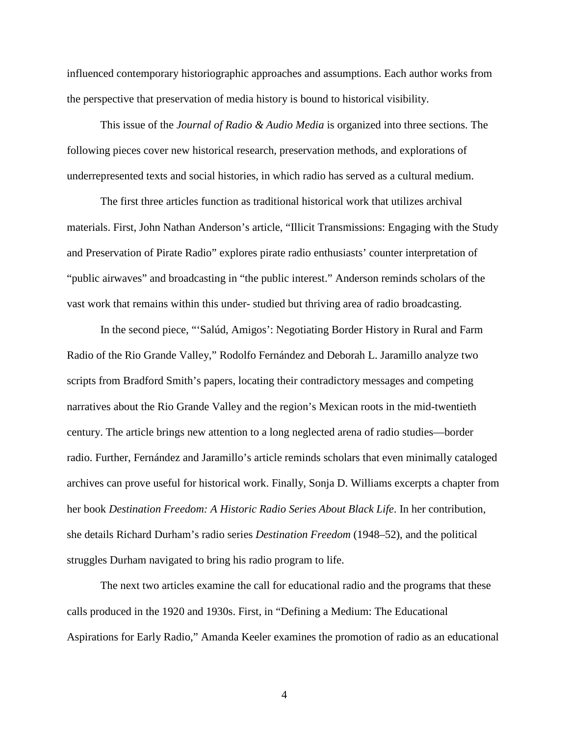influenced contemporary historiographic approaches and assumptions. Each author works from the perspective that preservation of media history is bound to historical visibility.

This issue of the *Journal of Radio & Audio Media* is organized into three sections. The following pieces cover new historical research, preservation methods, and explorations of underrepresented texts and social histories, in which radio has served as a cultural medium.

The first three articles function as traditional historical work that utilizes archival materials. First, John Nathan Anderson's article, "Illicit Transmissions: Engaging with the Study and Preservation of Pirate Radio" explores pirate radio enthusiasts' counter interpretation of "public airwaves" and broadcasting in "the public interest." Anderson reminds scholars of the vast work that remains within this under- studied but thriving area of radio broadcasting.

In the second piece, "'Salúd, Amigos': Negotiating Border History in Rural and Farm Radio of the Rio Grande Valley," Rodolfo Fernández and Deborah L. Jaramillo analyze two scripts from Bradford Smith's papers, locating their contradictory messages and competing narratives about the Rio Grande Valley and the region's Mexican roots in the mid-twentieth century. The article brings new attention to a long neglected arena of radio studies—border radio. Further, Fernández and Jaramillo's article reminds scholars that even minimally cataloged archives can prove useful for historical work. Finally, Sonja D. Williams excerpts a chapter from her book *Destination Freedom: A Historic Radio Series About Black Life*. In her contribution, she details Richard Durham's radio series *Destination Freedom* (1948–52), and the political struggles Durham navigated to bring his radio program to life.

The next two articles examine the call for educational radio and the programs that these calls produced in the 1920 and 1930s. First, in "Defining a Medium: The Educational Aspirations for Early Radio," Amanda Keeler examines the promotion of radio as an educational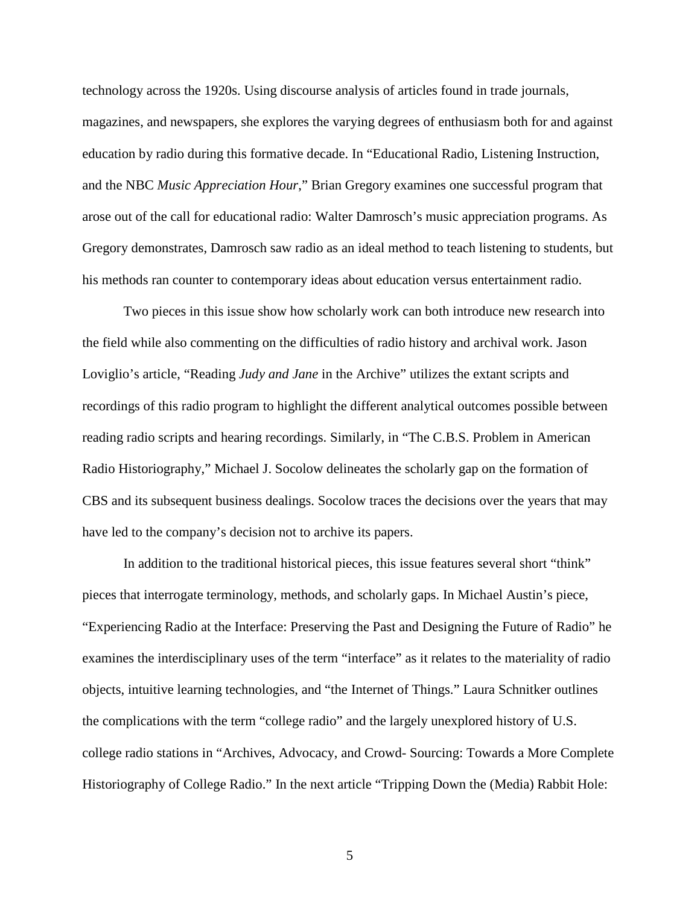technology across the 1920s. Using discourse analysis of articles found in trade journals, magazines, and newspapers, she explores the varying degrees of enthusiasm both for and against education by radio during this formative decade. In "Educational Radio, Listening Instruction, and the NBC *Music Appreciation Hour*," Brian Gregory examines one successful program that arose out of the call for educational radio: Walter Damrosch's music appreciation programs. As Gregory demonstrates, Damrosch saw radio as an ideal method to teach listening to students, but his methods ran counter to contemporary ideas about education versus entertainment radio.

Two pieces in this issue show how scholarly work can both introduce new research into the field while also commenting on the difficulties of radio history and archival work. Jason Loviglio's article, "Reading *Judy and Jane* in the Archive" utilizes the extant scripts and recordings of this radio program to highlight the different analytical outcomes possible between reading radio scripts and hearing recordings. Similarly, in "The C.B.S. Problem in American Radio Historiography," Michael J. Socolow delineates the scholarly gap on the formation of CBS and its subsequent business dealings. Socolow traces the decisions over the years that may have led to the company's decision not to archive its papers.

In addition to the traditional historical pieces, this issue features several short "think" pieces that interrogate terminology, methods, and scholarly gaps. In Michael Austin's piece, "Experiencing Radio at the Interface: Preserving the Past and Designing the Future of Radio" he examines the interdisciplinary uses of the term "interface" as it relates to the materiality of radio objects, intuitive learning technologies, and "the Internet of Things." Laura Schnitker outlines the complications with the term "college radio" and the largely unexplored history of U.S. college radio stations in "Archives, Advocacy, and Crowd- Sourcing: Towards a More Complete Historiography of College Radio." In the next article "Tripping Down the (Media) Rabbit Hole: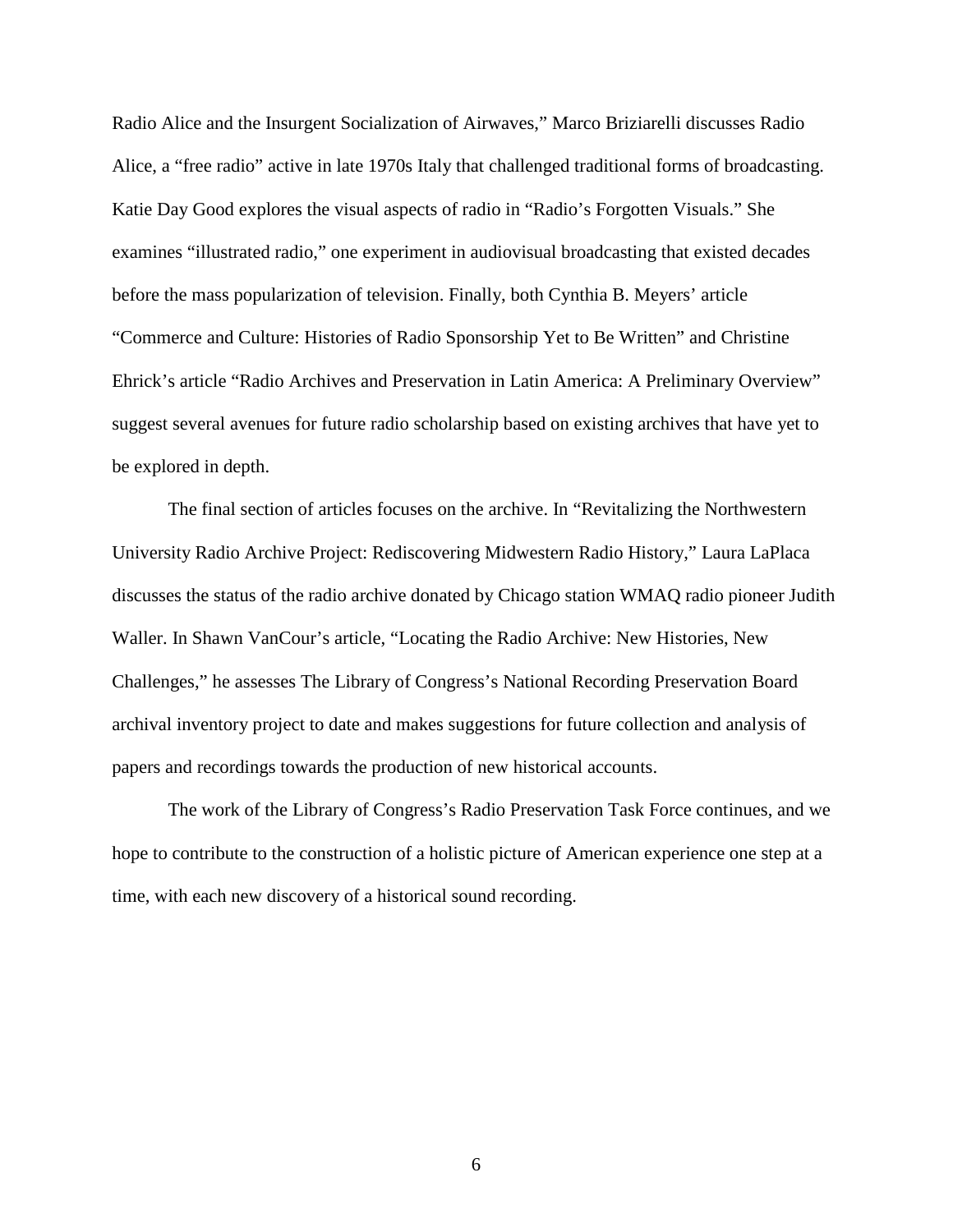Radio Alice and the Insurgent Socialization of Airwaves," Marco Briziarelli discusses Radio Alice, a "free radio" active in late 1970s Italy that challenged traditional forms of broadcasting. Katie Day Good explores the visual aspects of radio in "Radio's Forgotten Visuals." She examines "illustrated radio," one experiment in audiovisual broadcasting that existed decades before the mass popularization of television. Finally, both Cynthia B. Meyers' article "Commerce and Culture: Histories of Radio Sponsorship Yet to Be Written" and Christine Ehrick's article "Radio Archives and Preservation in Latin America: A Preliminary Overview" suggest several avenues for future radio scholarship based on existing archives that have yet to be explored in depth.

The final section of articles focuses on the archive. In "Revitalizing the Northwestern University Radio Archive Project: Rediscovering Midwestern Radio History," Laura LaPlaca discusses the status of the radio archive donated by Chicago station WMAQ radio pioneer Judith Waller. In Shawn VanCour's article, "Locating the Radio Archive: New Histories, New Challenges," he assesses The Library of Congress's National Recording Preservation Board archival inventory project to date and makes suggestions for future collection and analysis of papers and recordings towards the production of new historical accounts.

The work of the Library of Congress's Radio Preservation Task Force continues, and we hope to contribute to the construction of a holistic picture of American experience one step at a time, with each new discovery of a historical sound recording.